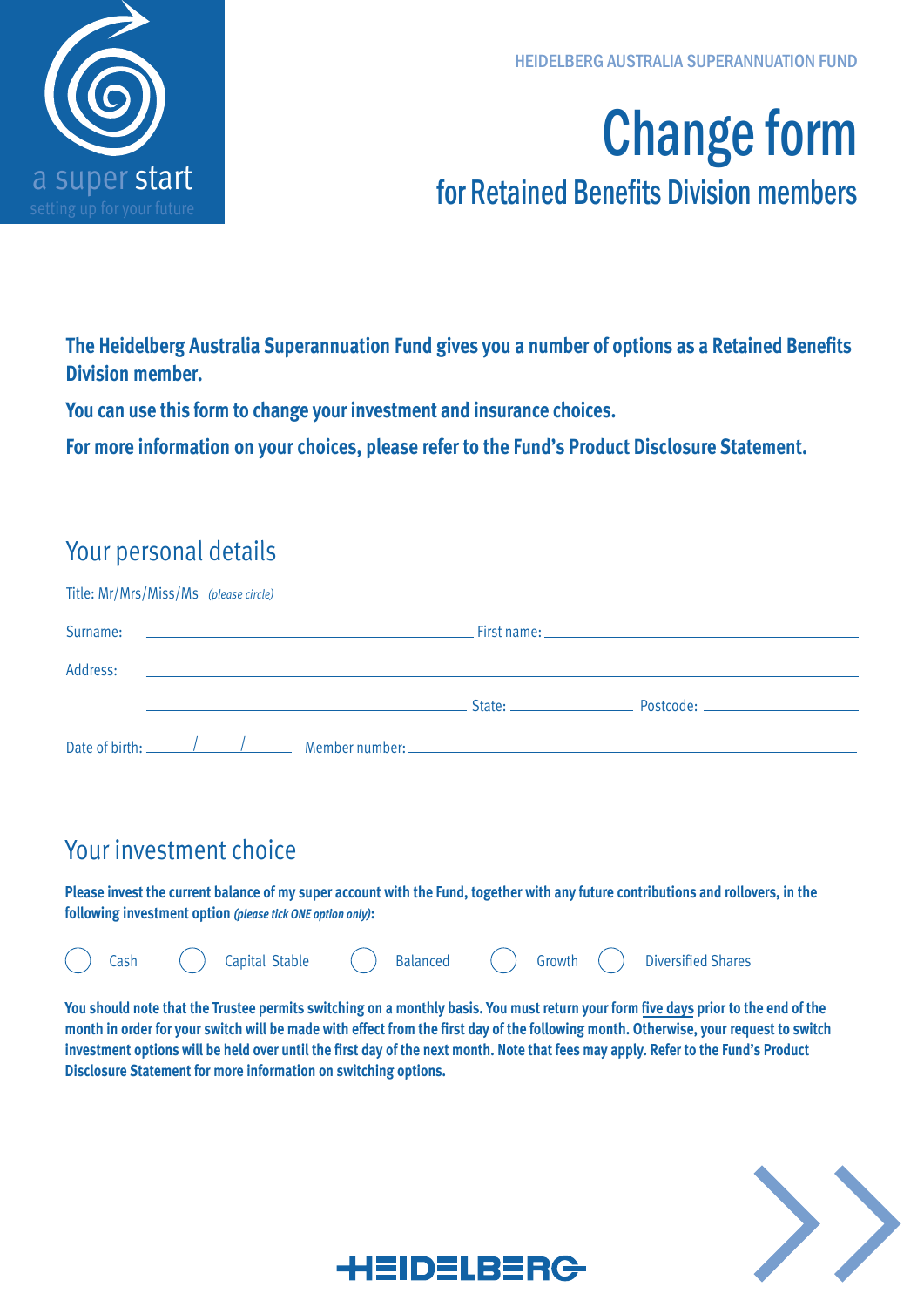a super start
setting up for your future

HEIDELBERG AUSTRALIA SUPERANNUATION FUND

# Change form

## for Retained Benefits Division members

**The Heidelberg Australia Superannuation Fund gives you a number of options as a Retained Benefits Division member.**

**You can use this form to change your investment and insurance choices.**

**For more information on your choices, please refer to the Fund's Product Disclosure Statement.**

## Your personal details

Title: Mr/Mrs/Miss/Ms *(please circle)*

Surname: ______________________ First name: ______________________

Address: ______________________________________________

______________________ State: __________ Postcode: __________

Date of birth: ____/____/____ Member number: ______________________

## Your investment choice

**Please invest the current balance of my super account with the Fund, together with any future contributions and rollovers, in the following investment option *(please tick ONE option only)*:**

◯ Cash ◯ Capital Stable ◯ Balanced ◯ Growth ◯ Diversified Shares

**You should note that the Trustee permits switching on a monthly basis. You must return your form five days prior to the end of the month in order for your switch will be made with effect from the first day of the following month. Otherwise, your request to switch investment options will be held over until the first day of the next month. Note that fees may apply. Refer to the Fund's Product Disclosure Statement for more information on switching options.**

HEIDELBERG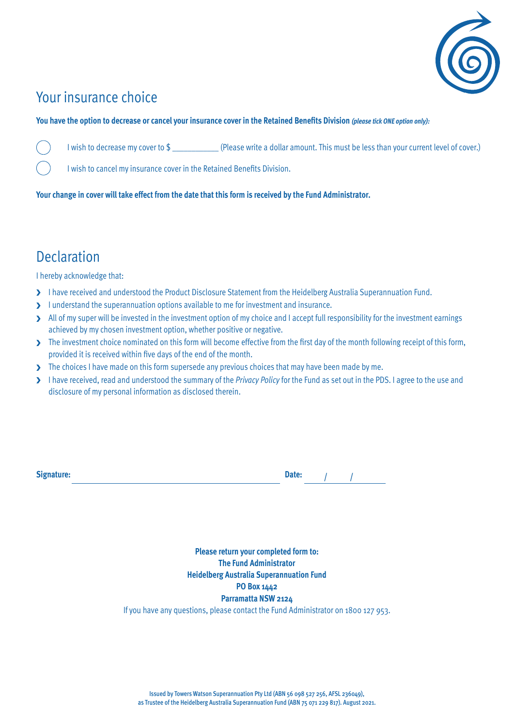## Your insurance choice

**You have the option to decrease or cancel your insurance cover in the Retained Benefits Division** ***(please tick ONE option only):***

- ◯ I wish to decrease my cover to $ __________ (Please write a dollar amount. This must be less than your current level of cover.)
- ◯ I wish to cancel my insurance cover in the Retained Benefits Division.

**Your change in cover will take effect from the date that this form is received by the Fund Administrator.**

## Declaration

I hereby acknowledge that:

- I have received and understood the Product Disclosure Statement from the Heidelberg Australia Superannuation Fund.
- I understand the superannuation options available to me for investment and insurance.
- All of my super will be invested in the investment option of my choice and I accept full responsibility for the investment earnings achieved by my chosen investment option, whether positive or negative.
- The investment choice nominated on this form will become effective from the first day of the month following receipt of this form, provided it is received within five days of the end of the month.
- The choices I have made on this form supersede any previous choices that may have been made by me.
- I have received, read and understood the summary of the *Privacy Policy* for the Fund as set out in the PDS. I agree to the use and disclosure of my personal information as disclosed therein.

**Signature:** ______________________________ **Date:** ____ / ____ / ____

**Please return your completed form to:**
**The Fund Administrator**
**Heidelberg Australia Superannuation Fund**
**PO Box 1442**
**Parramatta NSW 2124**

If you have any questions, please contact the Fund Administrator on 1800 127 953.

Issued by Towers Watson Superannuation Pty Ltd (ABN 56 098 527 256, AFSL 236049), as Trustee of the Heidelberg Australia Superannuation Fund (ABN 75 071 229 817). August 2021.